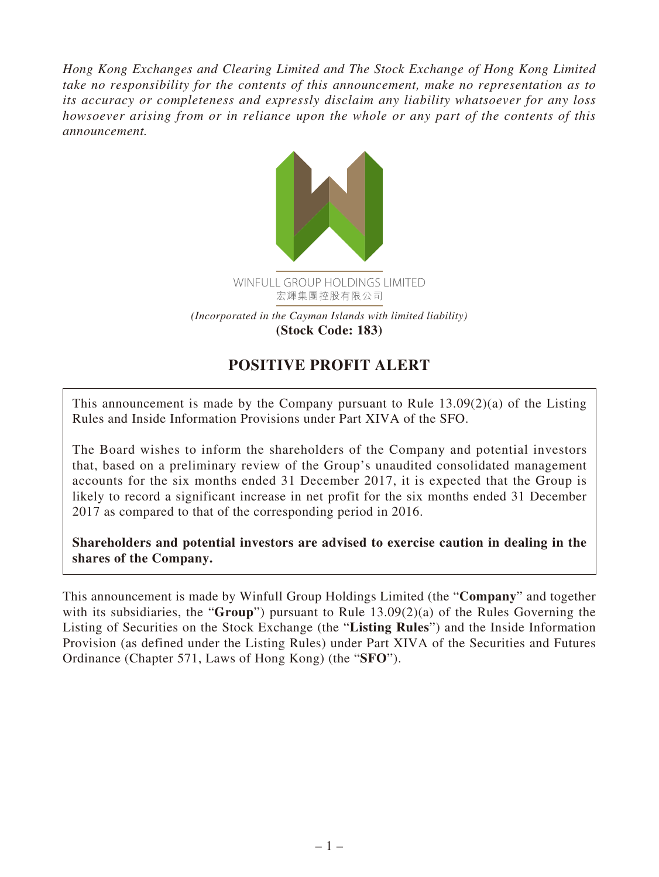*Hong Kong Exchanges and Clearing Limited and The Stock Exchange of Hong Kong Limited take no responsibility for the contents of this announcement, make no representation as to its accuracy or completeness and expressly disclaim any liability whatsoever for any loss howsoever arising from or in reliance upon the whole or any part of the contents of this announcement.*

WINFULL GROUP HOLDINGS LIMITED
宏輝集團控股有限公司

*(Incorporated in the Cayman Islands with limited liability)*
**(Stock Code: 183)**

# POSITIVE PROFIT ALERT

This announcement is made by the Company pursuant to Rule 13.09(2)(a) of the Listing Rules and Inside Information Provisions under Part XIVA of the SFO.

The Board wishes to inform the shareholders of the Company and potential investors that, based on a preliminary review of the Group's unaudited consolidated management accounts for the six months ended 31 December 2017, it is expected that the Group is likely to record a significant increase in net profit for the six months ended 31 December 2017 as compared to that of the corresponding period in 2016.

**Shareholders and potential investors are advised to exercise caution in dealing in the shares of the Company.**

This announcement is made by Winfull Group Holdings Limited (the "**Company**" and together with its subsidiaries, the "**Group**") pursuant to Rule 13.09(2)(a) of the Rules Governing the Listing of Securities on the Stock Exchange (the "**Listing Rules**") and the Inside Information Provision (as defined under the Listing Rules) under Part XIVA of the Securities and Futures Ordinance (Chapter 571, Laws of Hong Kong) (the "**SFO**").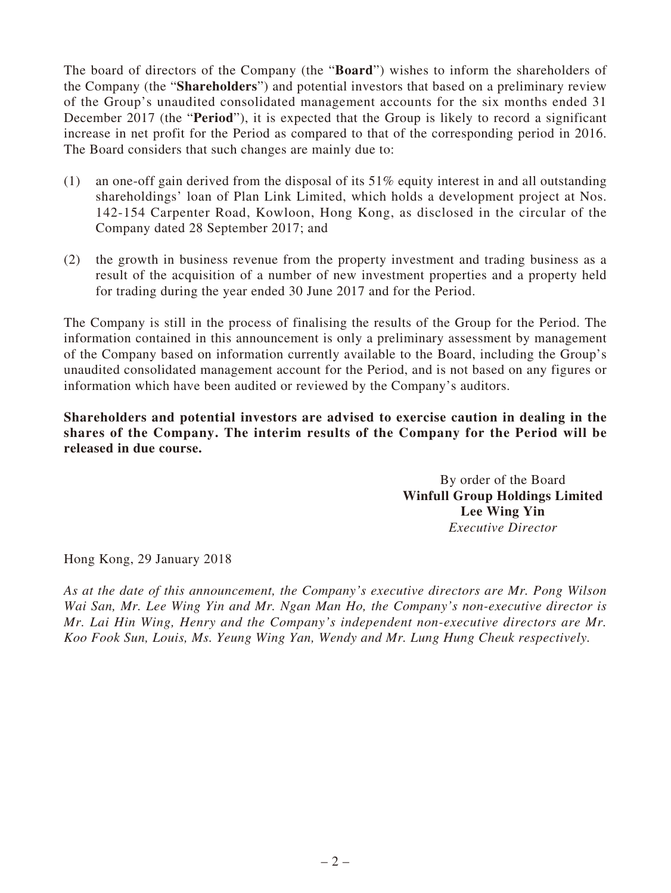The board of directors of the Company (the "**Board**") wishes to inform the shareholders of the Company (the "**Shareholders**") and potential investors that based on a preliminary review of the Group's unaudited consolidated management accounts for the six months ended 31 December 2017 (the "**Period**"), it is expected that the Group is likely to record a significant increase in net profit for the Period as compared to that of the corresponding period in 2016. The Board considers that such changes are mainly due to:

(1) an one-off gain derived from the disposal of its 51% equity interest in and all outstanding shareholdings' loan of Plan Link Limited, which holds a development project at Nos. 142-154 Carpenter Road, Kowloon, Hong Kong, as disclosed in the circular of the Company dated 28 September 2017; and

(2) the growth in business revenue from the property investment and trading business as a result of the acquisition of a number of new investment properties and a property held for trading during the year ended 30 June 2017 and for the Period.

The Company is still in the process of finalising the results of the Group for the Period. The information contained in this announcement is only a preliminary assessment by management of the Company based on information currently available to the Board, including the Group's unaudited consolidated management account for the Period, and is not based on any figures or information which have been audited or reviewed by the Company's auditors.

**Shareholders and potential investors are advised to exercise caution in dealing in the shares of the Company. The interim results of the Company for the Period will be released in due course.**

By order of the Board
**Winfull Group Holdings Limited**
**Lee Wing Yin**
*Executive Director*

Hong Kong, 29 January 2018

*As at the date of this announcement, the Company's executive directors are Mr. Pong Wilson Wai San, Mr. Lee Wing Yin and Mr. Ngan Man Ho, the Company's non-executive director is Mr. Lai Hin Wing, Henry and the Company's independent non-executive directors are Mr. Koo Fook Sun, Louis, Ms. Yeung Wing Yan, Wendy and Mr. Lung Hung Cheuk respectively.*